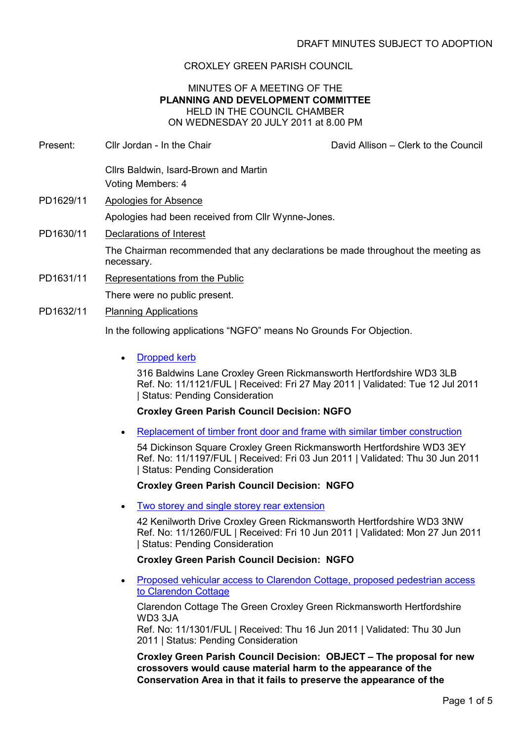DRAFT MINUTES SUBJECT TO ADOPTION

CROXLEY GREEN PARISH COUNCIL

MINUTES OF A MEETING OF THE
**PLANNING AND DEVELOPMENT COMMITTEE**
HELD IN THE COUNCIL CHAMBER
ON WEDNESDAY 20 JULY 2011 at 8.00 PM

Present: Cllr Jordan - In the Chair — David Allison – Clerk to the Council

Cllrs Baldwin, Isard-Brown and Martin
Voting Members: 4

PD1629/11 Apologies for Absence

Apologies had been received from Cllr Wynne-Jones.

PD1630/11 Declarations of Interest

The Chairman recommended that any declarations be made throughout the meeting as necessary.

PD1631/11 Representations from the Public

There were no public present.

PD1632/11 Planning Applications

In the following applications "NGFO" means No Grounds For Objection.

- Dropped kerb

  316 Baldwins Lane Croxley Green Rickmansworth Hertfordshire WD3 3LB
  Ref. No: 11/1121/FUL | Received: Fri 27 May 2011 | Validated: Tue 12 Jul 2011 | Status: Pending Consideration

  **Croxley Green Parish Council Decision: NGFO**

- Replacement of timber front door and frame with similar timber construction

  54 Dickinson Square Croxley Green Rickmansworth Hertfordshire WD3 3EY
  Ref. No: 11/1197/FUL | Received: Fri 03 Jun 2011 | Validated: Thu 30 Jun 2011 | Status: Pending Consideration

  **Croxley Green Parish Council Decision: NGFO**

- Two storey and single storey rear extension

  42 Kenilworth Drive Croxley Green Rickmansworth Hertfordshire WD3 3NW
  Ref. No: 11/1260/FUL | Received: Fri 10 Jun 2011 | Validated: Mon 27 Jun 2011 | Status: Pending Consideration

  **Croxley Green Parish Council Decision: NGFO**

- Proposed vehicular access to Clarendon Cottage, proposed pedestrian access to Clarendon Cottage

  Clarendon Cottage The Green Croxley Green Rickmansworth Hertfordshire WD3 3JA
  Ref. No: 11/1301/FUL | Received: Thu 16 Jun 2011 | Validated: Thu 30 Jun 2011 | Status: Pending Consideration

  **Croxley Green Parish Council Decision: OBJECT – The proposal for new crossovers would cause material harm to the appearance of the Conservation Area in that it fails to preserve the appearance of the**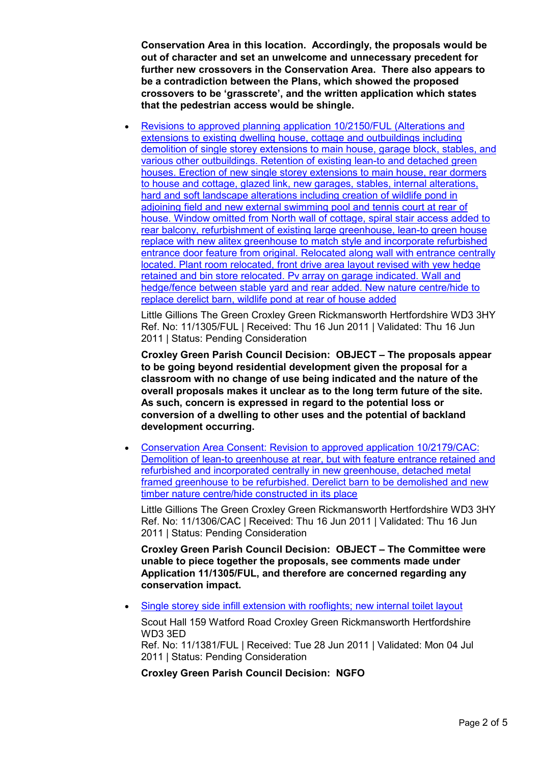**Conservation Area in this location. Accordingly, the proposals would be out of character and set an unwelcome and unnecessary precedent for further new crossovers in the Conservation Area. There also appears to be a contradiction between the Plans, which showed the proposed crossovers to be 'grasscrete', and the written application which states that the pedestrian access would be shingle.**

- Revisions to approved planning application 10/2150/FUL (Alterations and extensions to existing dwelling house, cottage and outbuildings including demolition of single storey extensions to main house, garage block, stables, and various other outbuildings. Retention of existing lean-to and detached green houses. Erection of new single storey extensions to main house, rear dormers to house and cottage, glazed link, new garages, stables, internal alterations, hard and soft landscape alterations including creation of wildlife pond in adjoining field and new external swimming pool and tennis court at rear of house. Window omitted from North wall of cottage, spiral stair access added to rear balcony, refurbishment of existing large greenhouse, lean-to green house replace with new alitex greenhouse to match style and incorporate refurbished entrance door feature from original. Relocated along wall with entrance centrally located. Plant room relocated, front drive area layout revised with yew hedge retained and bin store relocated. Pv array on garage indicated. Wall and hedge/fence between stable yard and rear added. New nature centre/hide to replace derelict barn, wildlife pond at rear of house added

  Little Gillions The Green Croxley Green Rickmansworth Hertfordshire WD3 3HY
  Ref. No: 11/1305/FUL | Received: Thu 16 Jun 2011 | Validated: Thu 16 Jun 2011 | Status: Pending Consideration

  **Croxley Green Parish Council Decision: OBJECT – The proposals appear to be going beyond residential development given the proposal for a classroom with no change of use being indicated and the nature of the overall proposals makes it unclear as to the long term future of the site. As such, concern is expressed in regard to the potential loss or conversion of a dwelling to other uses and the potential of backland development occurring.**

- Conservation Area Consent: Revision to approved application 10/2179/CAC: Demolition of lean-to greenhouse at rear, but with feature entrance retained and refurbished and incorporated centrally in new greenhouse, detached metal framed greenhouse to be refurbished. Derelict barn to be demolished and new timber nature centre/hide constructed in its place

  Little Gillions The Green Croxley Green Rickmansworth Hertfordshire WD3 3HY
  Ref. No: 11/1306/CAC | Received: Thu 16 Jun 2011 | Validated: Thu 16 Jun 2011 | Status: Pending Consideration

  **Croxley Green Parish Council Decision: OBJECT – The Committee were unable to piece together the proposals, see comments made under Application 11/1305/FUL, and therefore are concerned regarding any conservation impact.**

- Single storey side infill extension with rooflights; new internal toilet layout

  Scout Hall 159 Watford Road Croxley Green Rickmansworth Hertfordshire WD3 3ED
  Ref. No: 11/1381/FUL | Received: Tue 28 Jun 2011 | Validated: Mon 04 Jul 2011 | Status: Pending Consideration

  **Croxley Green Parish Council Decision: NGFO**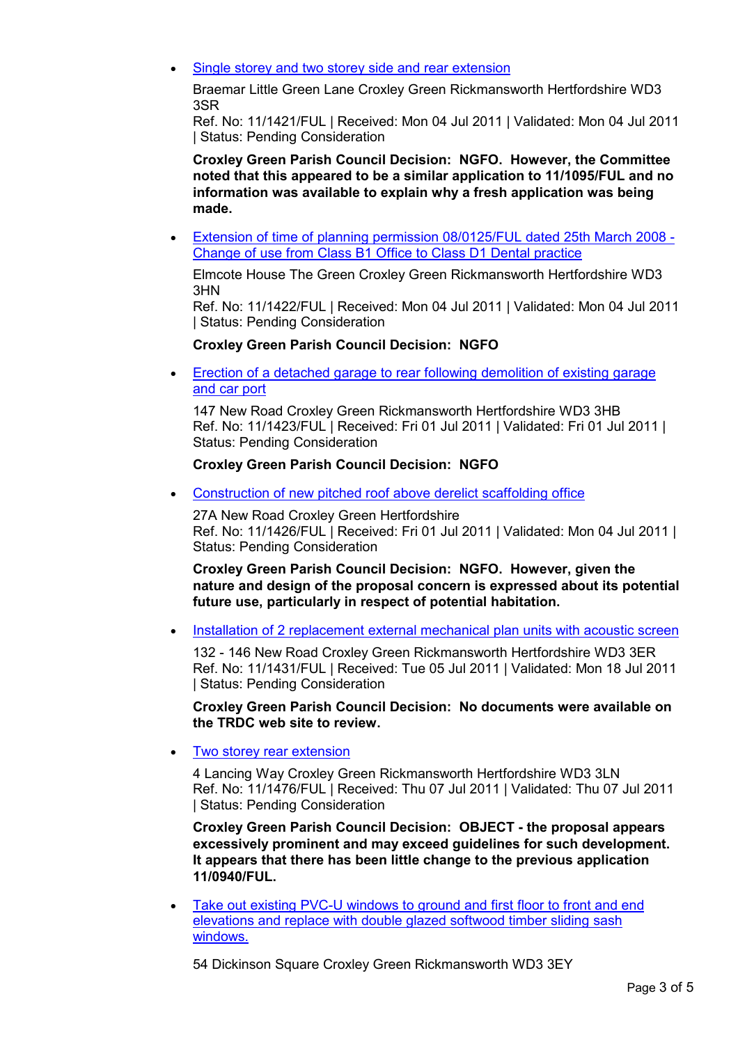- [Single storey and two storey side and rear extension]

  Braemar Little Green Lane Croxley Green Rickmansworth Hertfordshire WD3 3SR
  Ref. No: 11/1421/FUL | Received: Mon 04 Jul 2011 | Validated: Mon 04 Jul 2011 | Status: Pending Consideration

  **Croxley Green Parish Council Decision: NGFO. However, the Committee noted that this appeared to be a similar application to 11/1095/FUL and no information was available to explain why a fresh application was being made.**

- [Extension of time of planning permission 08/0125/FUL dated 25th March 2008 - Change of use from Class B1 Office to Class D1 Dental practice]

  Elmcote House The Green Croxley Green Rickmansworth Hertfordshire WD3 3HN
  Ref. No: 11/1422/FUL | Received: Mon 04 Jul 2011 | Validated: Mon 04 Jul 2011 | Status: Pending Consideration

  **Croxley Green Parish Council Decision: NGFO**

- [Erection of a detached garage to rear following demolition of existing garage and car port]

  147 New Road Croxley Green Rickmansworth Hertfordshire WD3 3HB
  Ref. No: 11/1423/FUL | Received: Fri 01 Jul 2011 | Validated: Fri 01 Jul 2011 | Status: Pending Consideration

  **Croxley Green Parish Council Decision: NGFO**

- [Construction of new pitched roof above derelict scaffolding office]

  27A New Road Croxley Green Hertfordshire
  Ref. No: 11/1426/FUL | Received: Fri 01 Jul 2011 | Validated: Mon 04 Jul 2011 | Status: Pending Consideration

  **Croxley Green Parish Council Decision: NGFO. However, given the nature and design of the proposal concern is expressed about its potential future use, particularly in respect of potential habitation.**

- [Installation of 2 replacement external mechanical plan units with acoustic screen]

  132 - 146 New Road Croxley Green Rickmansworth Hertfordshire WD3 3ER
  Ref. No: 11/1431/FUL | Received: Tue 05 Jul 2011 | Validated: Mon 18 Jul 2011 | Status: Pending Consideration

  **Croxley Green Parish Council Decision: No documents were available on the TRDC web site to review.**

- [Two storey rear extension]

  4 Lancing Way Croxley Green Rickmansworth Hertfordshire WD3 3LN
  Ref. No: 11/1476/FUL | Received: Thu 07 Jul 2011 | Validated: Thu 07 Jul 2011 | Status: Pending Consideration

  **Croxley Green Parish Council Decision: OBJECT - the proposal appears excessively prominent and may exceed guidelines for such development. It appears that there has been little change to the previous application 11/0940/FUL.**

- [Take out existing PVC-U windows to ground and first floor to front and end elevations and replace with double glazed softwood timber sliding sash windows.]

  54 Dickinson Square Croxley Green Rickmansworth WD3 3EY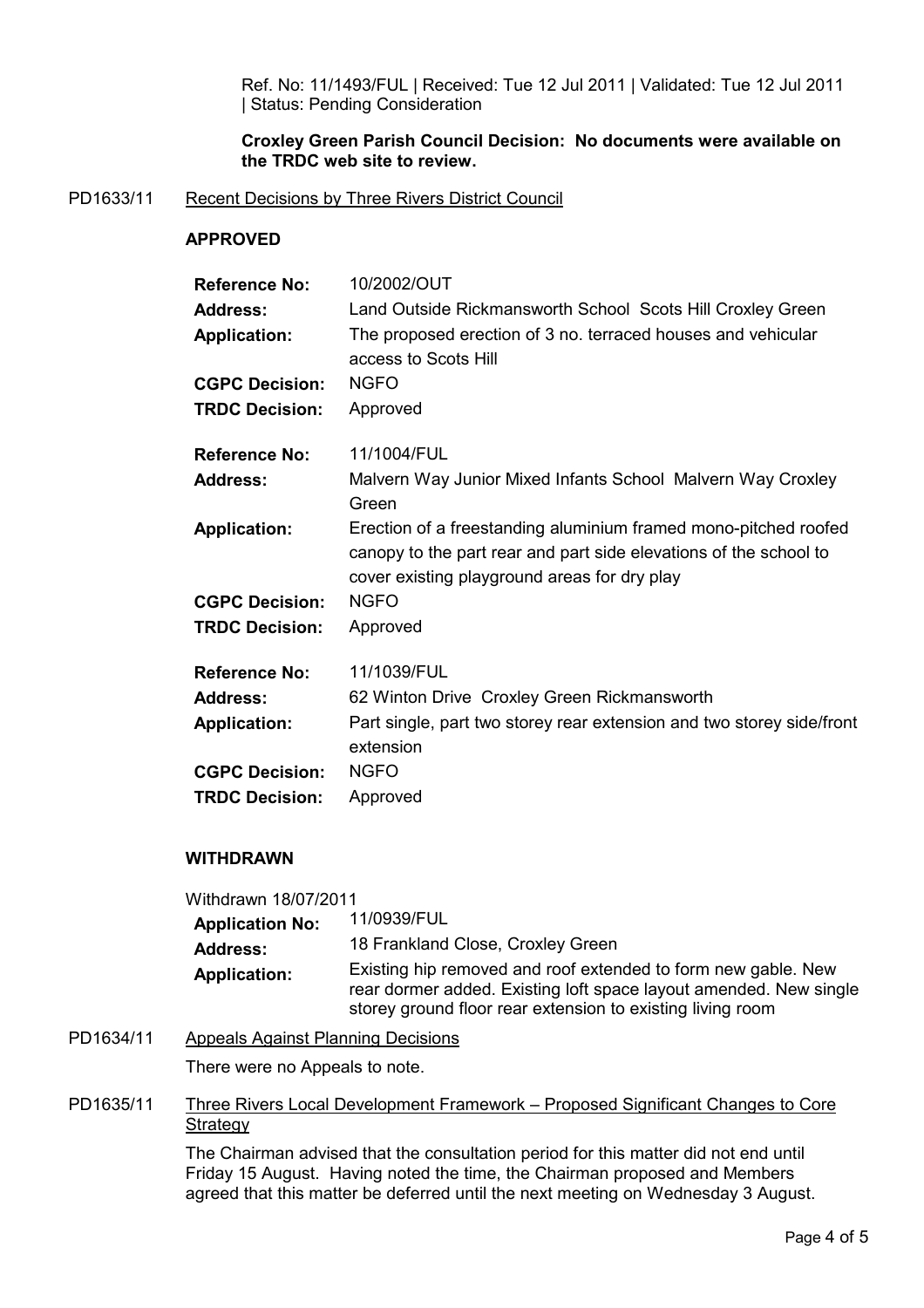Ref. No: 11/1493/FUL | Received: Tue 12 Jul 2011 | Validated: Tue 12 Jul 2011 | Status: Pending Consideration

**Croxley Green Parish Council Decision: No documents were available on the TRDC web site to review.**

PD1633/11 Recent Decisions by Three Rivers District Council

**APPROVED**

| | |
|---|---|
| **Reference No:** | 10/2002/OUT |
| **Address:** | Land Outside Rickmansworth School Scots Hill Croxley Green |
| **Application:** | The proposed erection of 3 no. terraced houses and vehicular access to Scots Hill |
| **CGPC Decision:** | NGFO |
| **TRDC Decision:** | Approved |

| | |
|---|---|
| **Reference No:** | 11/1004/FUL |
| **Address:** | Malvern Way Junior Mixed Infants School Malvern Way Croxley Green |
| **Application:** | Erection of a freestanding aluminium framed mono-pitched roofed canopy to the part rear and part side elevations of the school to cover existing playground areas for dry play |
| **CGPC Decision:** | NGFO |
| **TRDC Decision:** | Approved |

| | |
|---|---|
| **Reference No:** | 11/1039/FUL |
| **Address:** | 62 Winton Drive Croxley Green Rickmansworth |
| **Application:** | Part single, part two storey rear extension and two storey side/front extension |
| **CGPC Decision:** | NGFO |
| **TRDC Decision:** | Approved |

**WITHDRAWN**

Withdrawn 18/07/2011

| | |
|---|---|
| **Application No:** | 11/0939/FUL |
| **Address:** | 18 Frankland Close, Croxley Green |
| **Application:** | Existing hip removed and roof extended to form new gable. New rear dormer added. Existing loft space layout amended. New single storey ground floor rear extension to existing living room |

PD1634/11 Appeals Against Planning Decisions

There were no Appeals to note.

PD1635/11 Three Rivers Local Development Framework – Proposed Significant Changes to Core Strategy

The Chairman advised that the consultation period for this matter did not end until Friday 15 August. Having noted the time, the Chairman proposed and Members agreed that this matter be deferred until the next meeting on Wednesday 3 August.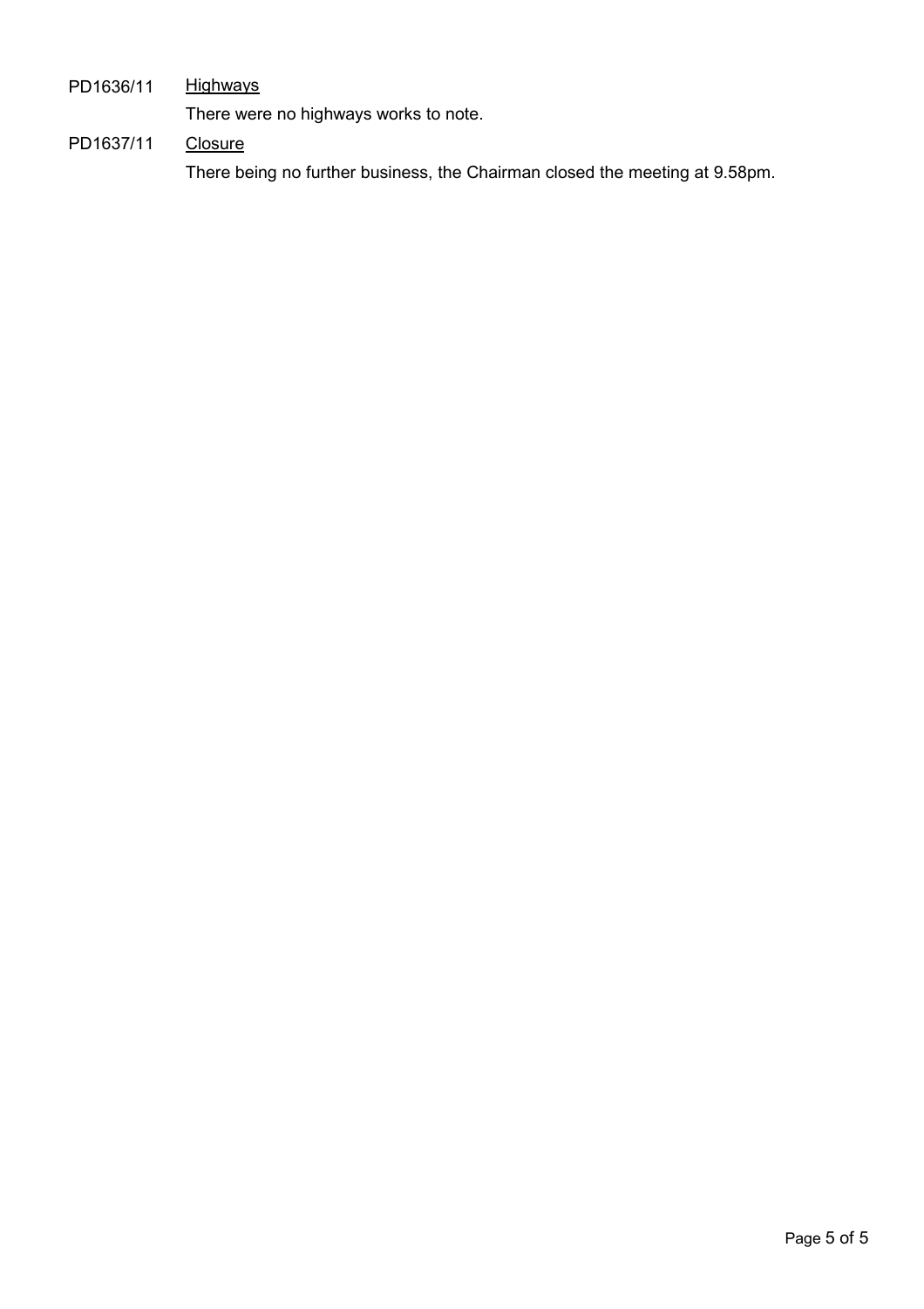PD1636/11 Highways

There were no highways works to note.

PD1637/11 Closure

There being no further business, the Chairman closed the meeting at 9.58pm.